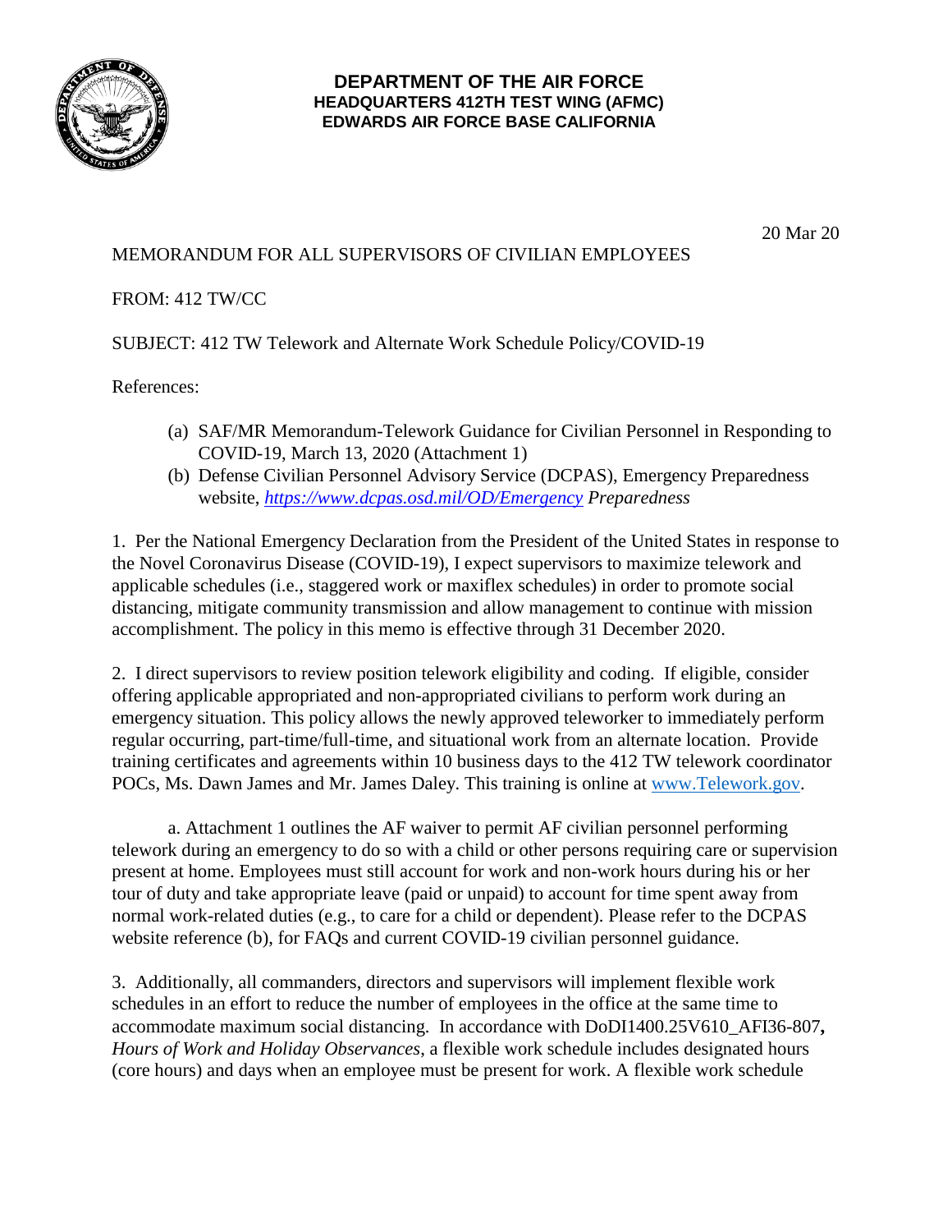**DEPARTMENT OF THE AIR FORCE**
**HEADQUARTERS 412TH TEST WING (AFMC)**
**EDWARDS AIR FORCE BASE CALIFORNIA**

20 Mar 20

MEMORANDUM FOR ALL SUPERVISORS OF CIVILIAN EMPLOYEES

FROM: 412 TW/CC

SUBJECT: 412 TW Telework and Alternate Work Schedule Policy/COVID-19

References:

(a) SAF/MR Memorandum-Telework Guidance for Civilian Personnel in Responding to COVID-19, March 13, 2020 (Attachment 1)
(b) Defense Civilian Personnel Advisory Service (DCPAS), Emergency Preparedness website, *https://www.dcpas.osd.mil/OD/Emergency Preparedness*

1. Per the National Emergency Declaration from the President of the United States in response to the Novel Coronavirus Disease (COVID-19), I expect supervisors to maximize telework and applicable schedules (i.e., staggered work or maxiflex schedules) in order to promote social distancing, mitigate community transmission and allow management to continue with mission accomplishment. The policy in this memo is effective through 31 December 2020.

2. I direct supervisors to review position telework eligibility and coding. If eligible, consider offering applicable appropriated and non-appropriated civilians to perform work during an emergency situation. This policy allows the newly approved teleworker to immediately perform regular occurring, part-time/full-time, and situational work from an alternate location. Provide training certificates and agreements within 10 business days to the 412 TW telework coordinator POCs, Ms. Dawn James and Mr. James Daley. This training is online at www.Telework.gov.

a. Attachment 1 outlines the AF waiver to permit AF civilian personnel performing telework during an emergency to do so with a child or other persons requiring care or supervision present at home. Employees must still account for work and non-work hours during his or her tour of duty and take appropriate leave (paid or unpaid) to account for time spent away from normal work-related duties (e.g., to care for a child or dependent). Please refer to the DCPAS website reference (b), for FAQs and current COVID-19 civilian personnel guidance.

3. Additionally, all commanders, directors and supervisors will implement flexible work schedules in an effort to reduce the number of employees in the office at the same time to accommodate maximum social distancing. In accordance with DoDI1400.25V610_AFI36-807**,** *Hours of Work and Holiday Observances*, a flexible work schedule includes designated hours (core hours) and days when an employee must be present for work. A flexible work schedule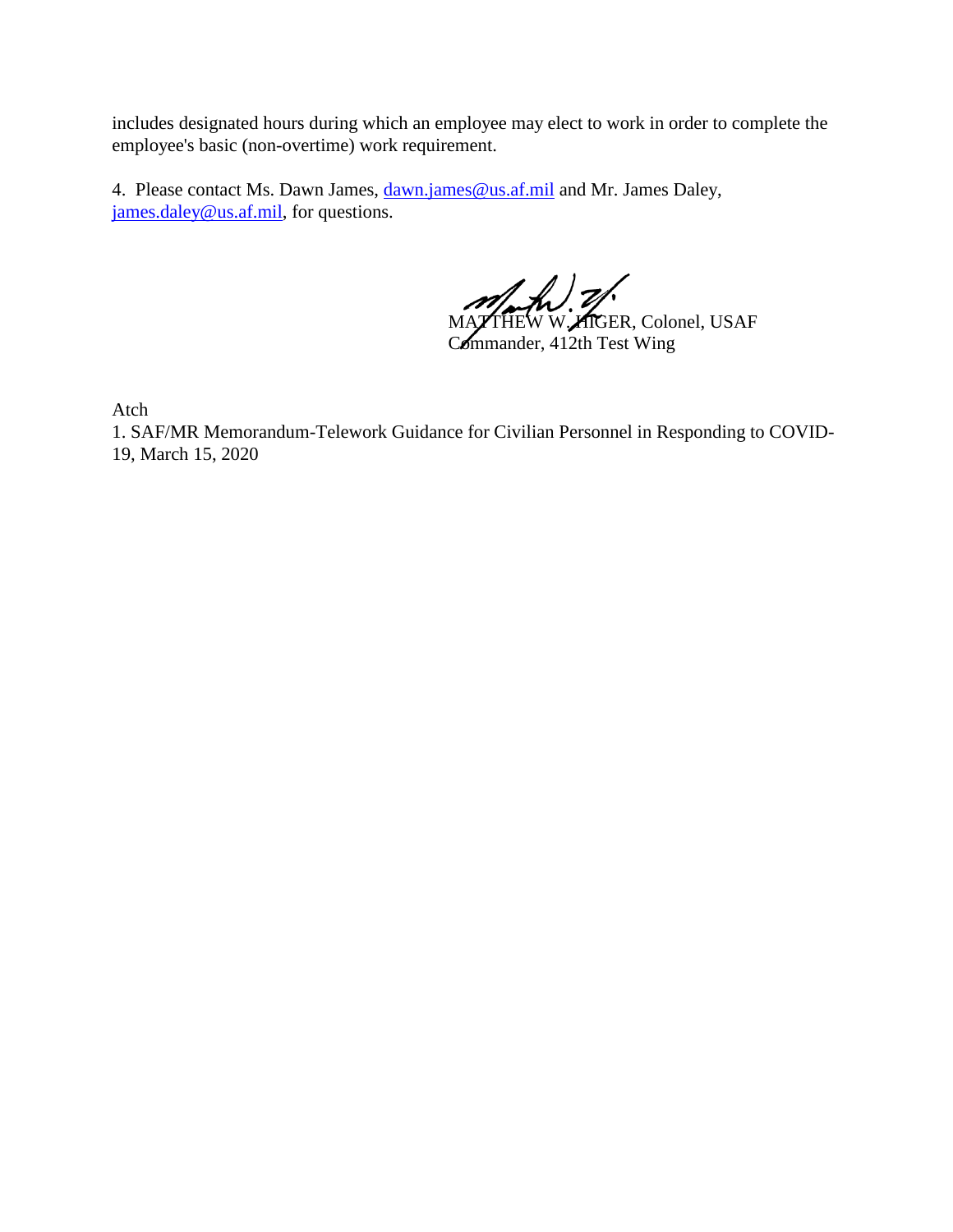includes designated hours during which an employee may elect to work in order to complete the employee's basic (non-overtime) work requirement.

4. Please contact Ms. Dawn James, dawn.james@us.af.mil and Mr. James Daley, james.daley@us.af.mil, for questions.

MATTHEW W. HIGER, Colonel, USAF
Commander, 412th Test Wing

Atch
1. SAF/MR Memorandum-Telework Guidance for Civilian Personnel in Responding to COVID-19, March 15, 2020